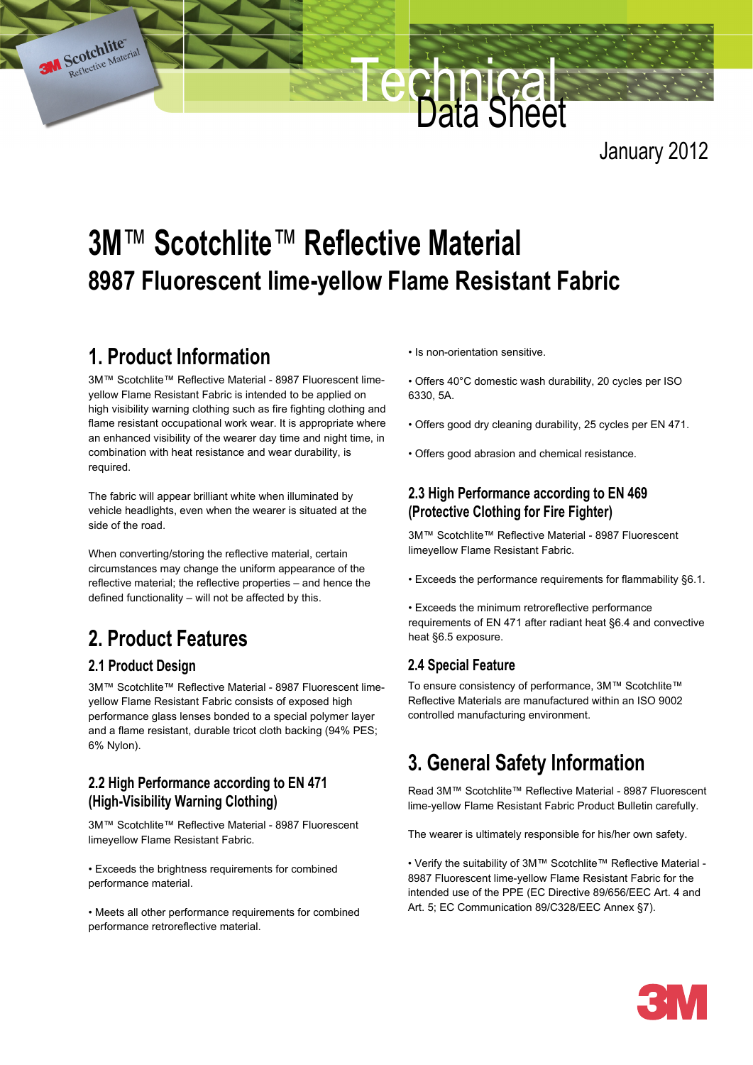Technical Data Sheet

January 2012

# 3M™ Scotchlite™ Reflective Material

## 8987 Fluorescent lime-yellow Flame Resistant Fabric

## 1. Product Information

3M™ Scotchlite™ Reflective Material - 8987 Fluorescent lime-yellow Flame Resistant Fabric is intended to be applied on high visibility warning clothing such as fire fighting clothing and flame resistant occupational work wear. It is appropriate where an enhanced visibility of the wearer day time and night time, in combination with heat resistance and wear durability, is required.

The fabric will appear brilliant white when illuminated by vehicle headlights, even when the wearer is situated at the side of the road.

When converting/storing the reflective material, certain circumstances may change the uniform appearance of the reflective material; the reflective properties – and hence the defined functionality – will not be affected by this.

## 2. Product Features

### 2.1 Product Design

3M™ Scotchlite™ Reflective Material - 8987 Fluorescent lime-yellow Flame Resistant Fabric consists of exposed high performance glass lenses bonded to a special polymer layer and a flame resistant, durable tricot cloth backing (94% PES; 6% Nylon).

### 2.2 High Performance according to EN 471 (High-Visibility Warning Clothing)

3M™ Scotchlite™ Reflective Material - 8987 Fluorescent limeyellow Flame Resistant Fabric.

- Exceeds the brightness requirements for combined performance material.
- Meets all other performance requirements for combined performance retroreflective material.
- Is non-orientation sensitive.
- Offers 40°C domestic wash durability, 20 cycles per ISO 6330, 5A.
- Offers good dry cleaning durability, 25 cycles per EN 471.
- Offers good abrasion and chemical resistance.

### 2.3 High Performance according to EN 469 (Protective Clothing for Fire Fighter)

3M™ Scotchlite™ Reflective Material - 8987 Fluorescent limeyellow Flame Resistant Fabric.

- Exceeds the performance requirements for flammability §6.1.
- Exceeds the minimum retroreflective performance requirements of EN 471 after radiant heat §6.4 and convective heat §6.5 exposure.

### 2.4 Special Feature

To ensure consistency of performance, 3M™ Scotchlite™ Reflective Materials are manufactured within an ISO 9002 controlled manufacturing environment.

## 3. General Safety Information

Read 3M™ Scotchlite™ Reflective Material - 8987 Fluorescent lime-yellow Flame Resistant Fabric Product Bulletin carefully.

The wearer is ultimately responsible for his/her own safety.

- Verify the suitability of 3M™ Scotchlite™ Reflective Material - 8987 Fluorescent lime-yellow Flame Resistant Fabric for the intended use of the PPE (EC Directive 89/656/EEC Art. 4 and Art. 5; EC Communication 89/C328/EEC Annex §7).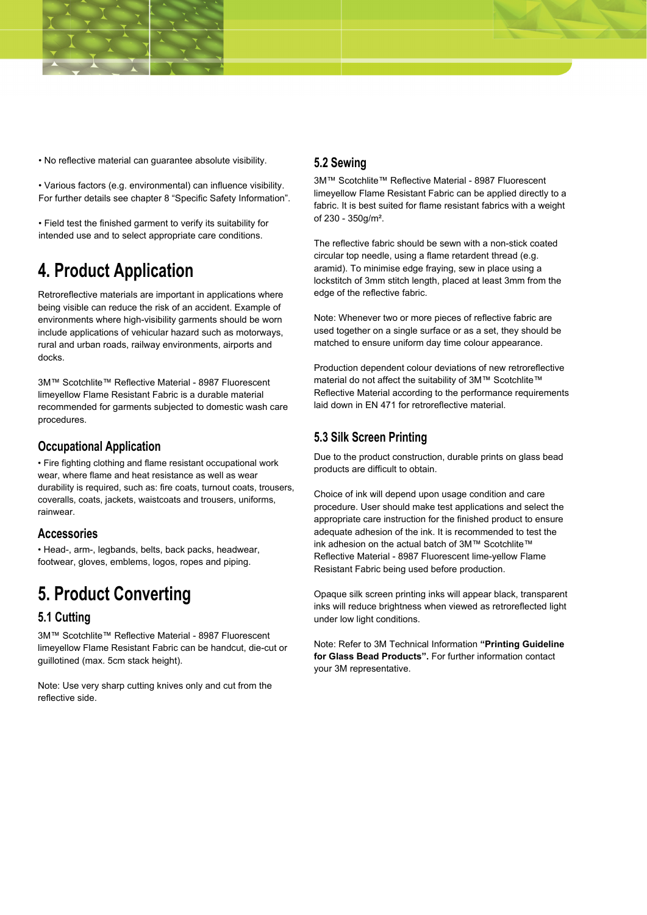• No reflective material can guarantee absolute visibility.

• Various factors (e.g. environmental) can influence visibility. For further details see chapter 8 "Specific Safety Information".

• Field test the finished garment to verify its suitability for intended use and to select appropriate care conditions.

# 4. Product Application

Retroreflective materials are important in applications where being visible can reduce the risk of an accident. Example of environments where high-visibility garments should be worn include applications of vehicular hazard such as motorways, rural and urban roads, railway environments, airports and docks.

3M™ Scotchlite™ Reflective Material - 8987 Fluorescent limeyellow Flame Resistant Fabric is a durable material recommended for garments subjected to domestic wash care procedures.

## Occupational Application

• Fire fighting clothing and flame resistant occupational work wear, where flame and heat resistance as well as wear durability is required, such as: fire coats, turnout coats, trousers, coveralls, coats, jackets, waistcoats and trousers, uniforms, rainwear.

## Accessories

• Head-, arm-, legbands, belts, back packs, headwear, footwear, gloves, emblems, logos, ropes and piping.

# 5. Product Converting

## 5.1 Cutting

3M™ Scotchlite™ Reflective Material - 8987 Fluorescent limeyellow Flame Resistant Fabric can be handcut, die-cut or guillotined (max. 5cm stack height).

Note: Use very sharp cutting knives only and cut from the reflective side.

## 5.2 Sewing

3M™ Scotchlite™ Reflective Material - 8987 Fluorescent limeyellow Flame Resistant Fabric can be applied directly to a fabric. It is best suited for flame resistant fabrics with a weight of 230 - 350g/m².

The reflective fabric should be sewn with a non-stick coated circular top needle, using a flame retardent thread (e.g. aramid). To minimise edge fraying, sew in place using a lockstitch of 3mm stitch length, placed at least 3mm from the edge of the reflective fabric.

Note: Whenever two or more pieces of reflective fabric are used together on a single surface or as a set, they should be matched to ensure uniform day time colour appearance.

Production dependent colour deviations of new retroreflective material do not affect the suitability of 3M™ Scotchlite™ Reflective Material according to the performance requirements laid down in EN 471 for retroreflective material.

## 5.3 Silk Screen Printing

Due to the product construction, durable prints on glass bead products are difficult to obtain.

Choice of ink will depend upon usage condition and care procedure. User should make test applications and select the appropriate care instruction for the finished product to ensure adequate adhesion of the ink. It is recommended to test the ink adhesion on the actual batch of 3M™ Scotchlite™ Reflective Material - 8987 Fluorescent lime-yellow Flame Resistant Fabric being used before production.

Opaque silk screen printing inks will appear black, transparent inks will reduce brightness when viewed as retroreflected light under low light conditions.

Note: Refer to 3M Technical Information **"Printing Guideline for Glass Bead Products".** For further information contact your 3M representative.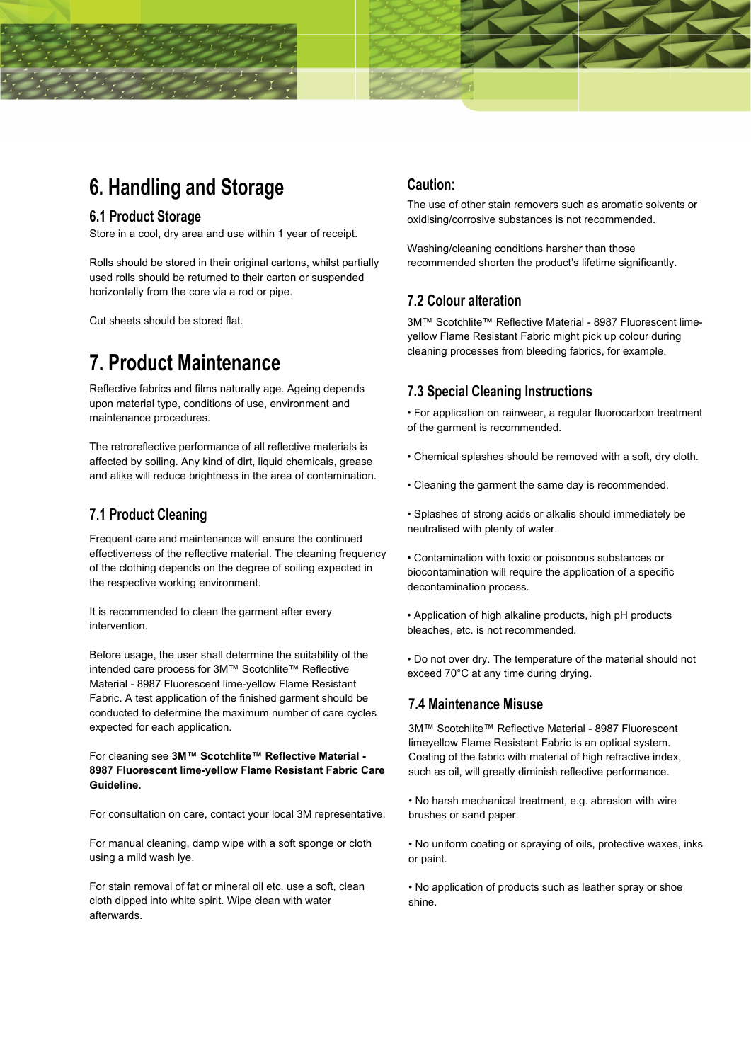# 6. Handling and Storage

## 6.1 Product Storage

Store in a cool, dry area and use within 1 year of receipt.

Rolls should be stored in their original cartons, whilst partially used rolls should be returned to their carton or suspended horizontally from the core via a rod or pipe.

Cut sheets should be stored flat.

# 7. Product Maintenance

Reflective fabrics and films naturally age. Ageing depends upon material type, conditions of use, environment and maintenance procedures.

The retroreflective performance of all reflective materials is affected by soiling. Any kind of dirt, liquid chemicals, grease and alike will reduce brightness in the area of contamination.

## 7.1 Product Cleaning

Frequent care and maintenance will ensure the continued effectiveness of the reflective material. The cleaning frequency of the clothing depends on the degree of soiling expected in the respective working environment.

It is recommended to clean the garment after every intervention.

Before usage, the user shall determine the suitability of the intended care process for 3M™ Scotchlite™ Reflective Material - 8987 Fluorescent lime-yellow Flame Resistant Fabric. A test application of the finished garment should be conducted to determine the maximum number of care cycles expected for each application.

For cleaning see **3M™ Scotchlite™ Reflective Material - 8987 Fluorescent lime-yellow Flame Resistant Fabric Care Guideline.**

For consultation on care, contact your local 3M representative.

For manual cleaning, damp wipe with a soft sponge or cloth using a mild wash lye.

For stain removal of fat or mineral oil etc. use a soft, clean cloth dipped into white spirit. Wipe clean with water afterwards.

## Caution:

The use of other stain removers such as aromatic solvents or oxidising/corrosive substances is not recommended.

Washing/cleaning conditions harsher than those recommended shorten the product's lifetime significantly.

## 7.2 Colour alteration

3M™ Scotchlite™ Reflective Material - 8987 Fluorescent lime-yellow Flame Resistant Fabric might pick up colour during cleaning processes from bleeding fabrics, for example.

## 7.3 Special Cleaning Instructions

• For application on rainwear, a regular fluorocarbon treatment of the garment is recommended.

• Chemical splashes should be removed with a soft, dry cloth.

• Cleaning the garment the same day is recommended.

• Splashes of strong acids or alkalis should immediately be neutralised with plenty of water.

• Contamination with toxic or poisonous substances or biocontamination will require the application of a specific decontamination process.

• Application of high alkaline products, high pH products bleaches, etc. is not recommended.

• Do not over dry. The temperature of the material should not exceed 70°C at any time during drying.

## 7.4 Maintenance Misuse

3M™ Scotchlite™ Reflective Material - 8987 Fluorescent limeyellow Flame Resistant Fabric is an optical system. Coating of the fabric with material of high refractive index, such as oil, will greatly diminish reflective performance.

• No harsh mechanical treatment, e.g. abrasion with wire brushes or sand paper.

• No uniform coating or spraying of oils, protective waxes, inks or paint.

• No application of products such as leather spray or shoe shine.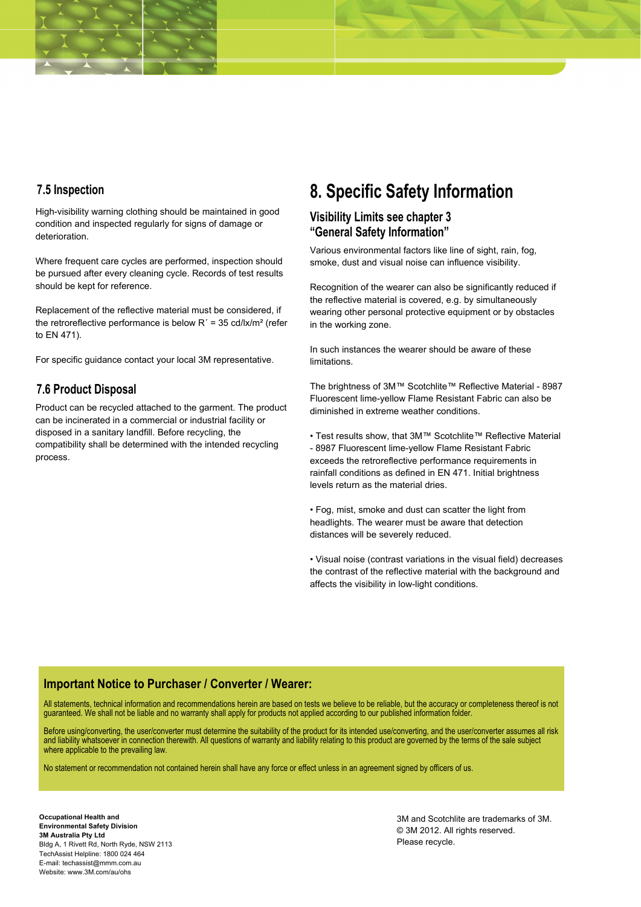## 7.5 Inspection

High-visibility warning clothing should be maintained in good condition and inspected regularly for signs of damage or deterioration.

Where frequent care cycles are performed, inspection should be pursued after every cleaning cycle. Records of test results should be kept for reference.

Replacement of the reflective material must be considered, if the retroreflective performance is below R´ = 35 cd/lx/m² (refer to EN 471).

For specific guidance contact your local 3M representative.

## 7.6 Product Disposal

Product can be recycled attached to the garment. The product can be incinerated in a commercial or industrial facility or disposed in a sanitary landfill. Before recycling, the compatibility shall be determined with the intended recycling process.

# 8. Specific Safety Information

### Visibility Limits see chapter 3 "General Safety Information"

Various environmental factors like line of sight, rain, fog, smoke, dust and visual noise can influence visibility.

Recognition of the wearer can also be significantly reduced if the reflective material is covered, e.g. by simultaneously wearing other personal protective equipment or by obstacles in the working zone.

In such instances the wearer should be aware of these limitations.

The brightness of 3M™ Scotchlite™ Reflective Material - 8987 Fluorescent lime-yellow Flame Resistant Fabric can also be diminished in extreme weather conditions.

- Test results show, that 3M™ Scotchlite™ Reflective Material - 8987 Fluorescent lime-yellow Flame Resistant Fabric exceeds the retroreflective performance requirements in rainfall conditions as defined in EN 471. Initial brightness levels return as the material dries.

- Fog, mist, smoke and dust can scatter the light from headlights. The wearer must be aware that detection distances will be severely reduced.

- Visual noise (contrast variations in the visual field) decreases the contrast of the reflective material with the background and affects the visibility in low-light conditions.

### Important Notice to Purchaser / Converter / Wearer:

All statements, technical information and recommendations herein are based on tests we believe to be reliable, but the accuracy or completeness thereof is not guaranteed. We shall not be liable and no warranty shall apply for products not applied according to our published information folder.

Before using/converting, the user/converter must determine the suitability of the product for its intended use/converting, and the user/converter assumes all risk and liability whatsoever in connection therewith. All questions of warranty and liability relating to this product are governed by the terms of the sale subject where applicable to the prevailing law.

No statement or recommendation not contained herein shall have any force or effect unless in an agreement signed by officers of us.

**Occupational Health and**
**Environmental Safety Division**
**3M Australia Pty Ltd**
Bldg A, 1 Rivett Rd, North Ryde, NSW 2113
TechAssist Helpline: 1800 024 464
E-mail: techassist@mmm.com.au
Website: www.3M.com/au/ohs

3M and Scotchlite are trademarks of 3M.
© 3M 2012. All rights reserved.
Please recycle.